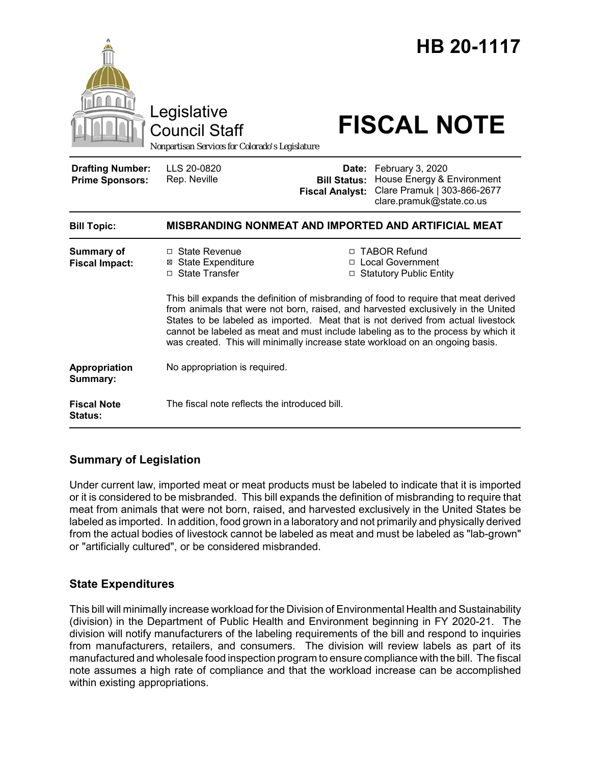# HB 20-1117

Legislative Council Staff

*Nonpartisan Services for Colorado's Legislature*

# FISCAL NOTE

| | | | |
|---|---|---|---|
| **Drafting Number:** | LLS 20-0820 | **Date:** | February 3, 2020 |
| **Prime Sponsors:** | Rep. Neville | **Bill Status:** | House Energy & Environment |
| | | **Fiscal Analyst:** | Clare Pramuk \| 303-866-2677 clare.pramuk@state.co.us |

| | |
|---|---|
| **Bill Topic:** | **MISBRANDING NONMEAT AND IMPORTED AND ARTIFICIAL MEAT** |
| **Summary of Fiscal Impact:** | □ State Revenue ☒ State Expenditure □ State Transfer □ TABOR Refund □ Local Government □ Statutory Public Entity<br><br>This bill expands the definition of misbranding of food to require that meat derived from animals that were not born, raised, and harvested exclusively in the United States to be labeled as imported. Meat that is not derived from actual livestock cannot be labeled as meat and must include labeling as to the process by which it was created. This will minimally increase state workload on an ongoing basis. |
| **Appropriation Summary:** | No appropriation is required. |
| **Fiscal Note Status:** | The fiscal note reflects the introduced bill. |

## Summary of Legislation

Under current law, imported meat or meat products must be labeled to indicate that it is imported or it is considered to be misbranded. This bill expands the definition of misbranding to require that meat from animals that were not born, raised, and harvested exclusively in the United States be labeled as imported. In addition, food grown in a laboratory and not primarily and physically derived from the actual bodies of livestock cannot be labeled as meat and must be labeled as "lab-grown" or "artificially cultured", or be considered misbranded.

## State Expenditures

This bill will minimally increase workload for the Division of Environmental Health and Sustainability (division) in the Department of Public Health and Environment beginning in FY 2020-21. The division will notify manufacturers of the labeling requirements of the bill and respond to inquiries from manufacturers, retailers, and consumers. The division will review labels as part of its manufactured and wholesale food inspection program to ensure compliance with the bill. The fiscal note assumes a high rate of compliance and that the workload increase can be accomplished within existing appropriations.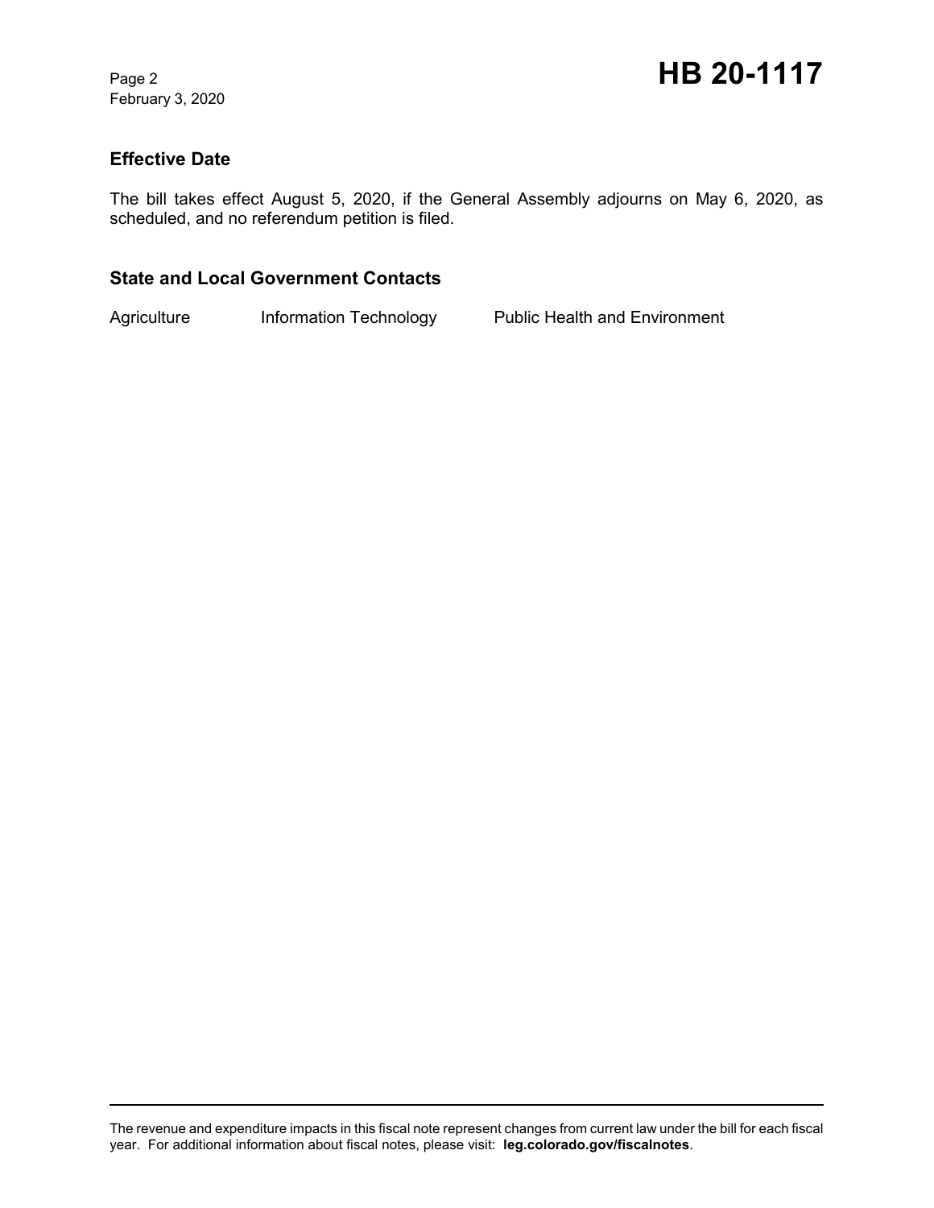## Effective Date

The bill takes effect August 5, 2020, if the General Assembly adjourns on May 6, 2020, as scheduled, and no referendum petition is filed.

## State and Local Government Contacts

| | | |
|---|---|---|
| Agriculture | Information Technology | Public Health and Environment |

The revenue and expenditure impacts in this fiscal note represent changes from current law under the bill for each fiscal year. For additional information about fiscal notes, please visit: **leg.colorado.gov/fiscalnotes**.